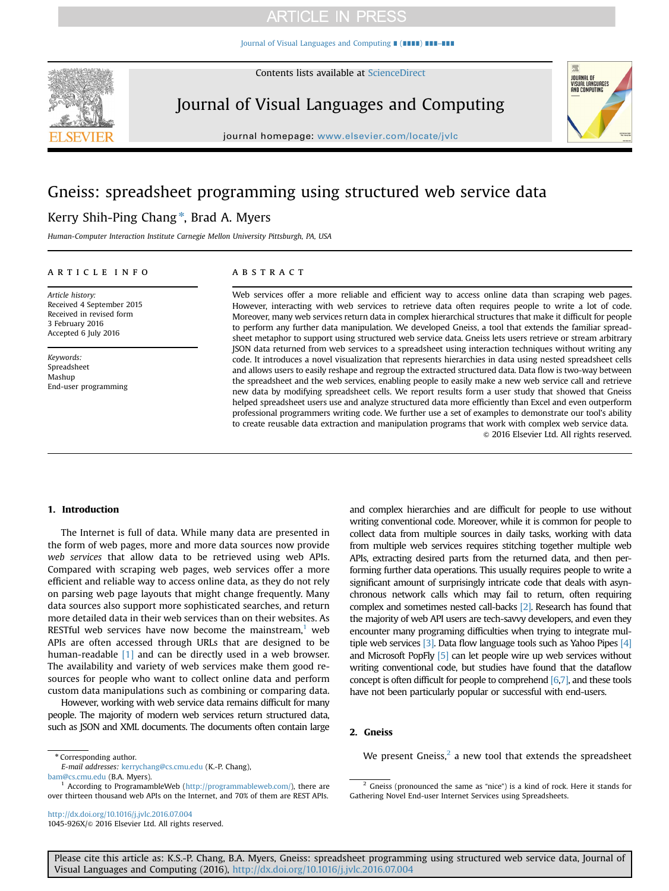# Gneiss: spreadsheet programming using structured web service data

Kerry Shih-Ping Chang*, Brad A. Myers

*Human-Computer Interaction Institute Carnegie Mellon University Pittsburgh, PA, USA*

**ARTICLE INFO**

*Article history:*
Received 4 September 2015
Received in revised form
3 February 2016
Accepted 6 July 2016

*Keywords:*
Spreadsheet
Mashup
End-user programming

**ABSTRACT**

Web services offer a more reliable and efficient way to access online data than scraping web pages. However, interacting with web services to retrieve data often requires people to write a lot of code. Moreover, many web services return data in complex hierarchical structures that make it difficult for people to perform any further data manipulation. We developed Gneiss, a tool that extends the familiar spreadsheet metaphor to support using structured web service data. Gneiss lets users retrieve or stream arbitrary JSON data returned from web services to a spreadsheet using interaction techniques without writing any code. It introduces a novel visualization that represents hierarchies in data using nested spreadsheet cells and allows users to easily reshape and regroup the extracted structured data. Data flow is two-way between the spreadsheet and the web services, enabling people to easily make a new web service call and retrieve new data by modifying spreadsheet cells. We report results form a user study that showed that Gneiss helped spreadsheet users use and analyze structured data more efficiently than Excel and even outperform professional programmers writing code. We further use a set of examples to demonstrate our tool's ability to create reusable data extraction and manipulation programs that work with complex web service data.

© 2016 Elsevier Ltd. All rights reserved.

## 1. Introduction

The Internet is full of data. While many data are presented in the form of web pages, more and more data sources now provide *web services* that allow data to be retrieved using web APIs. Compared with scraping web pages, web services offer a more efficient and reliable way to access online data, as they do not rely on parsing web page layouts that might change frequently. Many data sources also support more sophisticated searches, and return more detailed data in their web services than on their websites. As RESTful web services have now become the mainstream,[1] web APIs are often accessed through URLs that are designed to be human-readable [1] and can be directly used in a web browser. The availability and variety of web services make them good resources for people who want to collect online data and perform custom data manipulations such as combining or comparing data.

However, working with web service data remains difficult for many people. The majority of modern web services return structured data, such as JSON and XML documents. The documents often contain large and complex hierarchies and are difficult for people to use without writing conventional code. Moreover, while it is common for people to collect data from multiple sources in daily tasks, working with data from multiple web services requires stitching together multiple web APIs, extracting desired parts from the returned data, and then performing further data operations. This usually requires people to write a significant amount of surprisingly intricate code that deals with asynchronous network calls which may fail to return, often requiring complex and sometimes nested call-backs [2]. Research has found that the majority of web API users are tech-savvy developers, and even they encounter many programing difficulties when trying to integrate multiple web services [3]. Data flow language tools such as Yahoo Pipes [4] and Microsoft PopFly [5] can let people wire up web services without writing conventional code, but studies have found that the dataflow concept is often difficult for people to comprehend [6,7], and these tools have not been particularly popular or successful with end-users.

## 2. Gneiss

We present Gneiss,[2] a new tool that extends the spreadsheet

---

* Corresponding author.
*E-mail addresses:* kerrychang@cs.cmu.edu (K.-P. Chang), bam@cs.cmu.edu (B.A. Myers).

[1] According to ProgrammableWeb (http://programmableweb.com/), there are over thirteen thousand web APIs on the Internet, and 70% of them are REST APIs.

[2] Gneiss (pronounced the same as "nice") is a kind of rock. Here it stands for Gathering Novel End-user Internet Services using Spreadsheets.

http://dx.doi.org/10.1016/j.jvlc.2016.07.004
1045-926X/© 2016 Elsevier Ltd. All rights reserved.

Please cite this article as: K.S.-P. Chang, B.A. Myers, Gneiss: spreadsheet programming using structured web service data, Journal of Visual Languages and Computing (2016), http://dx.doi.org/10.1016/j.jvlc.2016.07.004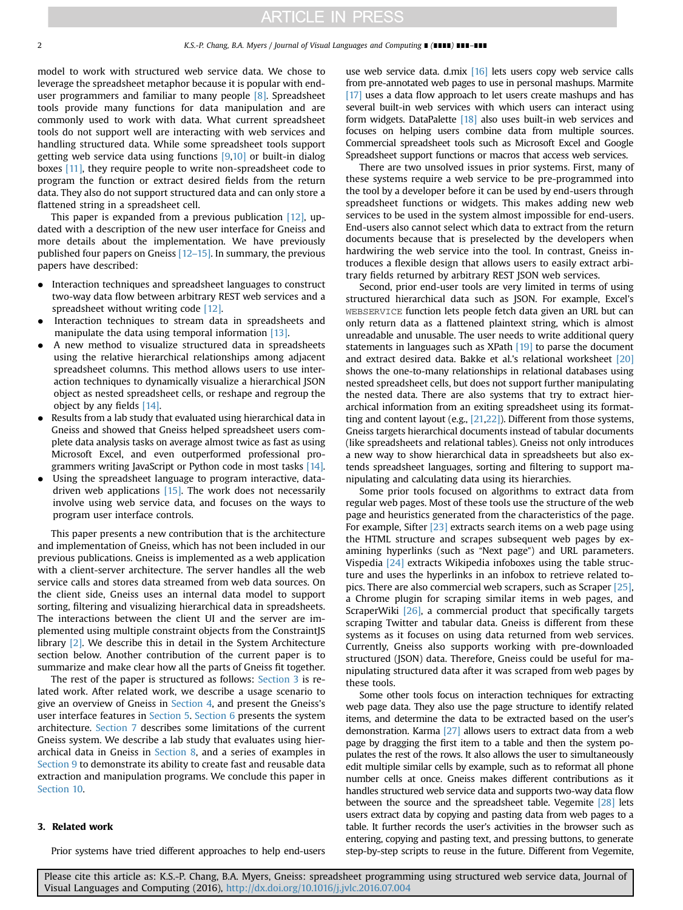model to work with structured web service data. We chose to leverage the spreadsheet metaphor because it is popular with end-user programmers and familiar to many people [8]. Spreadsheet tools provide many functions for data manipulation and are commonly used to work with data. What current spreadsheet tools do not support well are interacting with web services and handling structured data. While some spreadsheet tools support getting web service data using functions [9,10] or built-in dialog boxes [11], they require people to write non-spreadsheet code to program the function or extract desired fields from the return data. They also do not support structured data and can only store a flattened string in a spreadsheet cell.

This paper is expanded from a previous publication [12], updated with a description of the new user interface for Gneiss and more details about the implementation. We have previously published four papers on Gneiss [12–15]. In summary, the previous papers have described:

- Interaction techniques and spreadsheet languages to construct two-way data flow between arbitrary REST web services and a spreadsheet without writing code [12].
- Interaction techniques to stream data in spreadsheets and manipulate the data using temporal information [13].
- A new method to visualize structured data in spreadsheets using the relative hierarchical relationships among adjacent spreadsheet columns. This method allows users to use interaction techniques to dynamically visualize a hierarchical JSON object as nested spreadsheet cells, or reshape and regroup the object by any fields [14].
- Results from a lab study that evaluated using hierarchical data in Gneiss and showed that Gneiss helped spreadsheet users complete data analysis tasks on average almost twice as fast as using Microsoft Excel, and even outperformed professional programmers writing JavaScript or Python code in most tasks [14].
- Using the spreadsheet language to program interactive, data-driven web applications [15]. The work does not necessarily involve using web service data, and focuses on the ways to program user interface controls.

This paper presents a new contribution that is the architecture and implementation of Gneiss, which has not been included in our previous publications. Gneiss is implemented as a web application with a client-server architecture. The server handles all the web service calls and stores data streamed from web data sources. On the client side, Gneiss uses an internal data model to support sorting, filtering and visualizing hierarchical data in spreadsheets. The interactions between the client UI and the server are implemented using multiple constraint objects from the ConstraintJS library [2]. We describe this in detail in the System Architecture section below. Another contribution of the current paper is to summarize and make clear how all the parts of Gneiss fit together.

The rest of the paper is structured as follows: Section 3 is related work. After related work, we describe a usage scenario to give an overview of Gneiss in Section 4, and present the Gneiss's user interface features in Section 5. Section 6 presents the system architecture. Section 7 describes some limitations of the current Gneiss system. We describe a lab study that evaluates using hierarchical data in Gneiss in Section 8, and a series of examples in Section 9 to demonstrate its ability to create fast and reusable data extraction and manipulation programs. We conclude this paper in Section 10.

## 3. Related work

Prior systems have tried different approaches to help end-users use web service data. d.mix [16] lets users copy web service calls from pre-annotated web pages to use in personal mashups. Marmite [17] uses a data flow approach to let users create mashups and has several built-in web services with which users can interact using form widgets. DataPalette [18] also uses built-in web services and focuses on helping users combine data from multiple sources. Commercial spreadsheet tools such as Microsoft Excel and Google Spreadsheet support functions or macros that access web services.

There are two unsolved issues in prior systems. First, many of these systems require a web service to be pre-programmed into the tool by a developer before it can be used by end-users through spreadsheet functions or widgets. This makes adding new web services to be used in the system almost impossible for end-users. End-users also cannot select which data to extract from the return documents because that is preselected by the developers when hardwiring the web service into the tool. In contrast, Gneiss introduces a flexible design that allows users to easily extract arbitrary fields returned by arbitrary REST JSON web services.

Second, prior end-user tools are very limited in terms of using structured hierarchical data such as JSON. For example, Excel's WEBSERVICE function lets people fetch data given an URL but can only return data as a flattened plaintext string, which is almost unreadable and unusable. The user needs to write additional query statements in languages such as XPath [19] to parse the document and extract desired data. Bakke et al.'s relational worksheet [20] shows the one-to-many relationships in relational databases using nested spreadsheet cells, but does not support further manipulating the nested data. There are also systems that try to extract hierarchical information from an exiting spreadsheet using its formatting and content layout (e.g., [21,22]). Different from those systems, Gneiss targets hierarchical documents instead of tabular documents (like spreadsheets and relational tables). Gneiss not only introduces a new way to show hierarchical data in spreadsheets but also extends spreadsheet languages, sorting and filtering to support manipulating and calculating data using its hierarchies.

Some prior tools focused on algorithms to extract data from regular web pages. Most of these tools use the structure of the web page and heuristics generated from the characteristics of the page. For example, Sifter [23] extracts search items on a web page using the HTML structure and scrapes subsequent web pages by examining hyperlinks (such as "Next page") and URL parameters. Vispedia [24] extracts Wikipedia infoboxes using the table structure and uses the hyperlinks in an infobox to retrieve related topics. There are also commercial web scrapers, such as Scraper [25], a Chrome plugin for scraping similar items in web pages, and ScraperWiki [26], a commercial product that specifically targets scraping Twitter and tabular data. Gneiss is different from these systems as it focuses on using data returned from web services. Currently, Gneiss also supports working with pre-downloaded structured (JSON) data. Therefore, Gneiss could be useful for manipulating structured data after it was scraped from web pages by these tools.

Some other tools focus on interaction techniques for extracting web page data. They also use the page structure to identify related items, and determine the data to be extracted based on the user's demonstration. Karma [27] allows users to extract data from a web page by dragging the first item to a table and then the system populates the rest of the rows. It also allows the user to simultaneously edit multiple similar cells by example, such as to reformat all phone number cells at once. Gneiss makes different contributions as it handles structured web service data and supports two-way data flow between the source and the spreadsheet table. Vegemite [28] lets users extract data by copying and pasting data from web pages to a table. It further records the user's activities in the browser such as entering, copying and pasting text, and pressing buttons, to generate step-by-step scripts to reuse in the future. Different from Vegemite,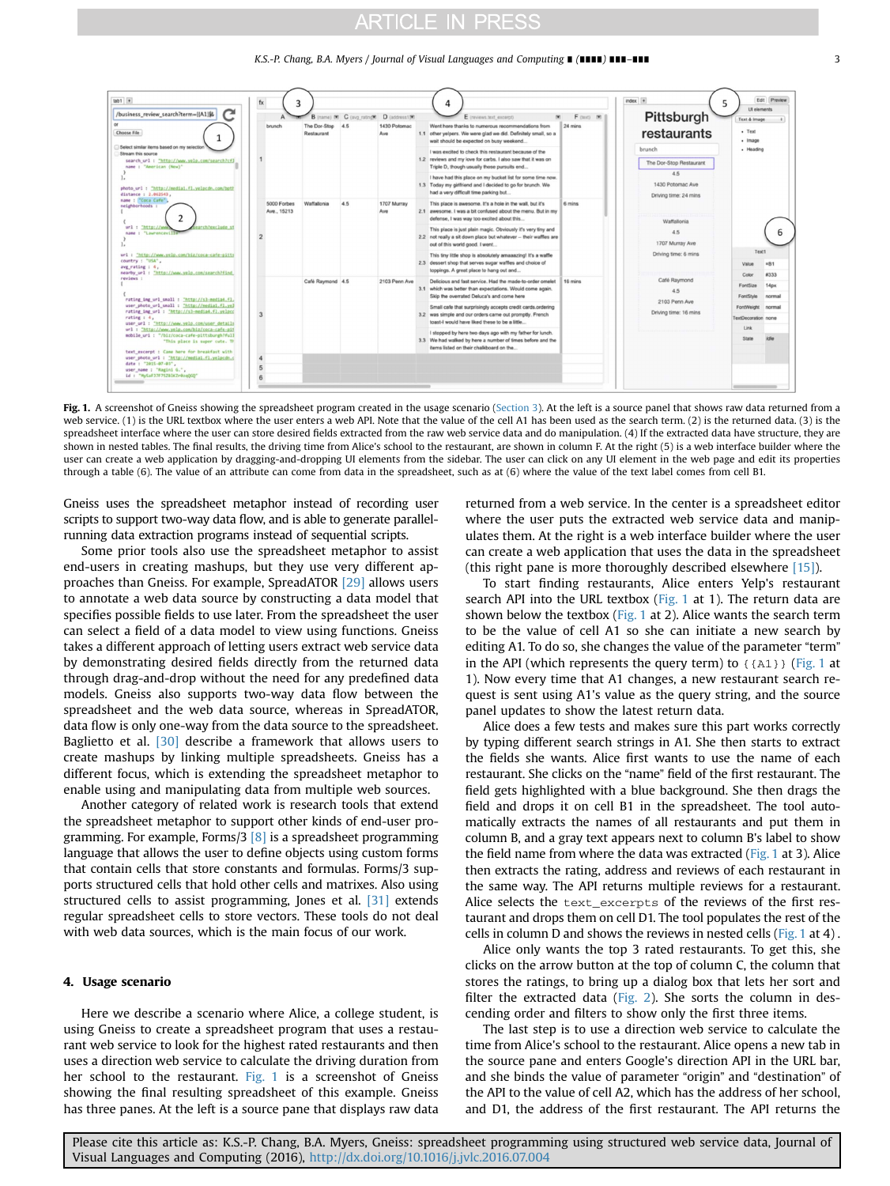**Fig. 1.** A screenshot of Gneiss showing the spreadsheet program created in the usage scenario (Section 3). At the left is a source panel that shows raw data returned from a web service. (1) is the URL textbox where the user enters a web API. Note that the value of the cell A1 has been used as the search term. (2) is the returned data. (3) is the spreadsheet interface where the user can store desired fields extracted from the raw web service data and do manipulation. (4) If the extracted data have structure, they are shown in nested tables. The final results, the driving time from Alice's school to the restaurant, are shown in column F. At the right (5) is a web interface builder where the user can create a web application by dragging-and-dropping UI elements from the sidebar. The user can click on any UI element in the web page and edit its properties through a table (6). The value of an attribute can come from data in the spreadsheet, such as at (6) where the value of the text label comes from cell B1.

Gneiss uses the spreadsheet metaphor instead of recording user scripts to support two-way data flow, and is able to generate parallel-running data extraction programs instead of sequential scripts.

Some prior tools also use the spreadsheet metaphor to assist end-users in creating mashups, but they use very different approaches than Gneiss. For example, SpreadATOR [29] allows users to annotate a web data source by constructing a data model that specifies possible fields to use later. From the spreadsheet the user can select a field of a data model to view using functions. Gneiss takes a different approach of letting users extract web service data by demonstrating desired fields directly from the returned data through drag-and-drop without the need for any predefined data models. Gneiss also supports two-way data flow between the spreadsheet and the web data source, whereas in SpreadATOR, data flow is only one-way from the data source to the spreadsheet. Baglietto et al. [30] describe a framework that allows users to create mashups by linking multiple spreadsheets. Gneiss has a different focus, which is extending the spreadsheet metaphor to enable using and manipulating data from multiple web sources.

Another category of related work is research tools that extend the spreadsheet metaphor to support other kinds of end-user programming. For example, Forms/3 [8] is a spreadsheet programming language that allows the user to define objects using custom forms that contain cells that store constants and formulas. Forms/3 supports structured cells that hold other cells and matrixes. Also using structured cells to assist programming, Jones et al. [31] extends regular spreadsheet cells to store vectors. These tools do not deal with web data sources, which is the main focus of our work.

## 4. Usage scenario

Here we describe a scenario where Alice, a college student, is using Gneiss to create a spreadsheet program that uses a restaurant web service to look for the highest rated restaurants and then uses a direction web service to calculate the driving duration from her school to the restaurant. Fig. 1 is a screenshot of Gneiss showing the final resulting spreadsheet of this example. Gneiss has three panes. At the left is a source pane that displays raw data returned from a web service. In the center is a spreadsheet editor where the user puts the extracted web service data and manipulates them. At the right is a web interface builder where the user can create a web application that uses the data in the spreadsheet (this right pane is more thoroughly described elsewhere [15]).

To start finding restaurants, Alice enters Yelp's restaurant search API into the URL textbox (Fig. 1 at 1). The return data are shown below the textbox (Fig. 1 at 2). Alice wants the search term to be the value of cell A1 so she can initiate a new search by editing A1. To do so, she changes the value of the parameter "term" in the API (which represents the query term) to `{{A1}}` (Fig. 1 at 1). Now every time that A1 changes, a new restaurant search request is sent using A1's value as the query string, and the source panel updates to show the latest return data.

Alice does a few tests and makes sure this part works correctly by typing different search strings in A1. She then starts to extract the fields she wants. Alice first wants to use the name of each restaurant. She clicks on the "name" field of the first restaurant. The field gets highlighted with a blue background. She then drags the field and drops it on cell B1 in the spreadsheet. The tool automatically extracts the names of all restaurants and put them in column B, and a gray text appears next to column B's label to show the field name from where the data was extracted (Fig. 1 at 3). Alice then extracts the rating, address and reviews of each restaurant in the same way. The API returns multiple reviews for a restaurant. Alice selects the `text_excerpts` of the reviews of the first restaurant and drops them on cell D1. The tool populates the rest of the cells in column D and shows the reviews in nested cells (Fig. 1 at 4).

Alice only wants the top 3 rated restaurants. To get this, she clicks on the arrow button at the top of column C, the column that stores the ratings, to bring up a dialog box that lets her sort and filter the extracted data (Fig. 2). She sorts the column in descending order and filters to show only the first three items.

The last step is to use a direction web service to calculate the time from Alice's school to the restaurant. Alice opens a new tab in the source pane and enters Google's direction API in the URL bar, and she binds the value of parameter "origin" and "destination" of the API to the value of cell A2, which has the address of her school, and D1, the address of the first restaurant. The API returns the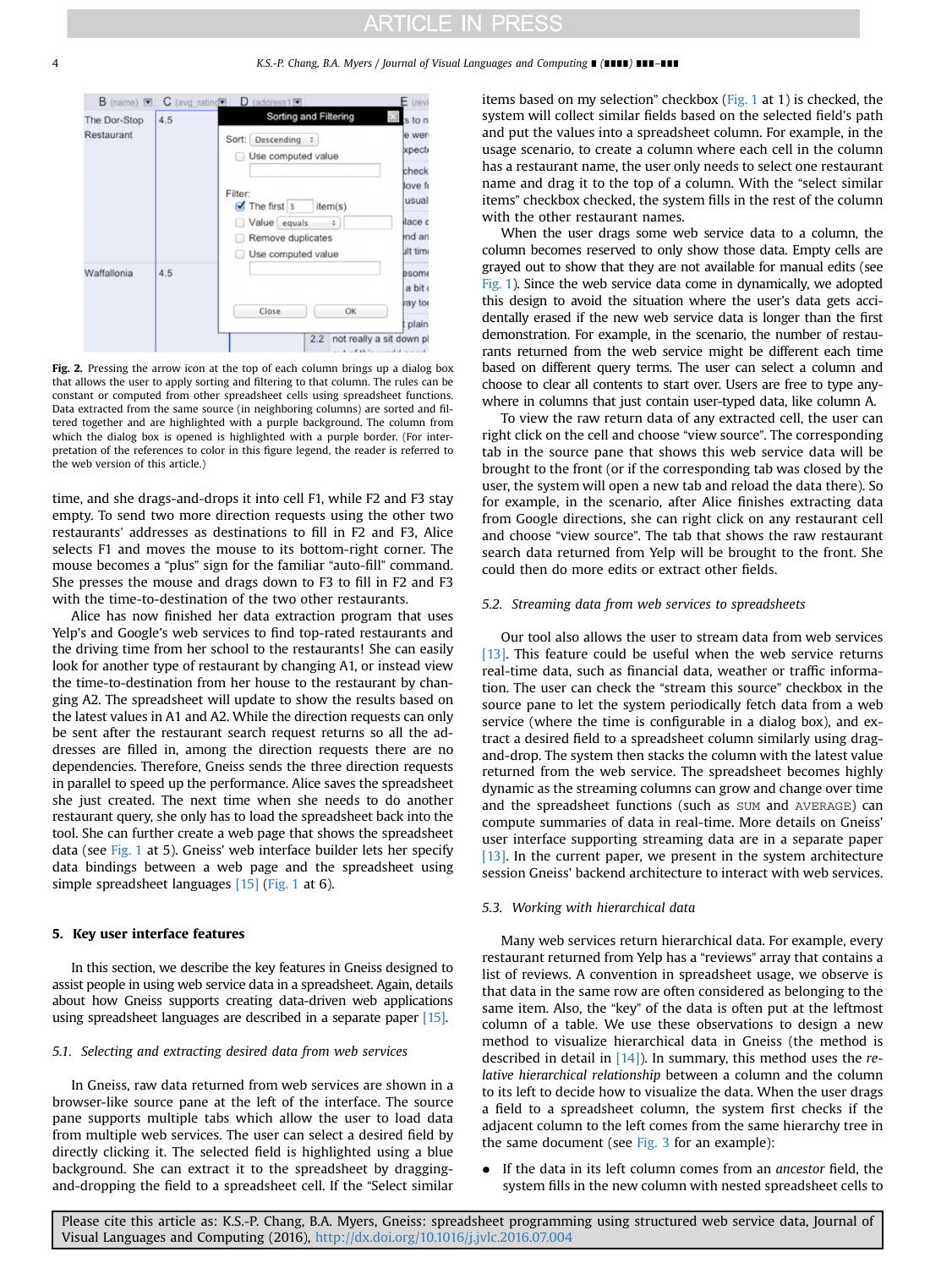Fig. 2. Pressing the arrow icon at the top of each column brings up a dialog box that allows the user to apply sorting and filtering to that column. The rules can be constant or computed from other spreadsheet cells using spreadsheet functions. Data extracted from the same source (in neighboring columns) are sorted and filtered together and are highlighted with a purple background. The column from which the dialog box is opened is highlighted with a purple border. (For interpretation of the references to color in this figure legend, the reader is referred to the web version of this article.)

time, and she drags-and-drops it into cell F1, while F2 and F3 stay empty. To send two more direction requests using the other two restaurants' addresses as destinations to fill in F2 and F3, Alice selects F1 and moves the mouse to its bottom-right corner. The mouse becomes a "plus" sign for the familiar "auto-fill" command. She presses the mouse and drags down to F3 to fill in F2 and F3 with the time-to-destination of the two other restaurants.

Alice has now finished her data extraction program that uses Yelp's and Google's web services to find top-rated restaurants and the driving time from her school to the restaurants! She can easily look for another type of restaurant by changing A1, or instead view the time-to-destination from her house to the restaurant by changing A2. The spreadsheet will update to show the results based on the latest values in A1 and A2. While the direction requests can only be sent after the restaurant search request returns so all the addresses are filled in, among the direction requests there are no dependencies. Therefore, Gneiss sends the three direction requests in parallel to speed up the performance. Alice saves the spreadsheet she just created. The next time when she needs to do another restaurant query, she only has to load the spreadsheet back into the tool. She can further create a web page that shows the spreadsheet data (see Fig. 1 at 5). Gneiss' web interface builder lets her specify data bindings between a web page and the spreadsheet using simple spreadsheet languages [15] (Fig. 1 at 6).

## 5. Key user interface features

In this section, we describe the key features in Gneiss designed to assist people in using web service data in a spreadsheet. Again, details about how Gneiss supports creating data-driven web applications using spreadsheet languages are described in a separate paper [15].

### 5.1. Selecting and extracting desired data from web services

In Gneiss, raw data returned from web services are shown in a browser-like source pane at the left of the interface. The source pane supports multiple tabs which allow the user to load data from multiple web services. The user can select a desired field by directly clicking it. The selected field is highlighted using a blue background. She can extract it to the spreadsheet by dragging-and-dropping the field to a spreadsheet cell. If the "Select similar items based on my selection" checkbox (Fig. 1 at 1) is checked, the system will collect similar fields based on the selected field's path and put the values into a spreadsheet column. For example, in the usage scenario, to create a column where each cell in the column has a restaurant name, the user only needs to select one restaurant name and drag it to the top of a column. With the "select similar items" checkbox checked, the system fills in the rest of the column with the other restaurant names.

When the user drags some web service data to a column, the column becomes reserved to only show those data. Empty cells are grayed out to show that they are not available for manual edits (see Fig. 1). Since the web service data come in dynamically, we adopted this design to avoid the situation where the user's data gets accidentally erased if the new web service data is longer than the first demonstration. For example, in the scenario, the number of restaurants returned from the web service might be different each time based on different query terms. The user can select a column and choose to clear all contents to start over. Users are free to type anywhere in columns that just contain user-typed data, like column A.

To view the raw return data of any extracted cell, the user can right click on the cell and choose "view source". The corresponding tab in the source pane that shows this web service data will be brought to the front (or if the corresponding tab was closed by the user, the system will open a new tab and reload the data there). So for example, in the scenario, after Alice finishes extracting data from Google directions, she can right click on any restaurant cell and choose "view source". The tab that shows the raw restaurant search data returned from Yelp will be brought to the front. She could then do more edits or extract other fields.

### 5.2. Streaming data from web services to spreadsheets

Our tool also allows the user to stream data from web services [13]. This feature could be useful when the web service returns real-time data, such as financial data, weather or traffic information. The user can check the "stream this source" checkbox in the source pane to let the system periodically fetch data from a web service (where the time is configurable in a dialog box), and extract a desired field to a spreadsheet column similarly using drag-and-drop. The system then stacks the column with the latest value returned from the web service. The spreadsheet becomes highly dynamic as the streaming columns can grow and change over time and the spreadsheet functions (such as SUM and AVERAGE) can compute summaries of data in real-time. More details on Gneiss' user interface supporting streaming data are in a separate paper [13]. In the current paper, we present in the system architecture session Gneiss' backend architecture to interact with web services.

### 5.3. Working with hierarchical data

Many web services return hierarchical data. For example, every restaurant returned from Yelp has a "reviews" array that contains a list of reviews. A convention in spreadsheet usage, we observe is that data in the same row are often considered as belonging to the same item. Also, the "key" of the data is often put at the leftmost column of a table. We use these observations to design a new method to visualize hierarchical data in Gneiss (the method is described in detail in [14]). In summary, this method uses the *relative hierarchical relationship* between a column and the column to its left to decide how to visualize the data. When the user drags a field to a spreadsheet column, the system first checks if the adjacent column to the left comes from the same hierarchy tree in the same document (see Fig. 3 for an example):

- If the data in its left column comes from an *ancestor* field, the system fills in the new column with nested spreadsheet cells to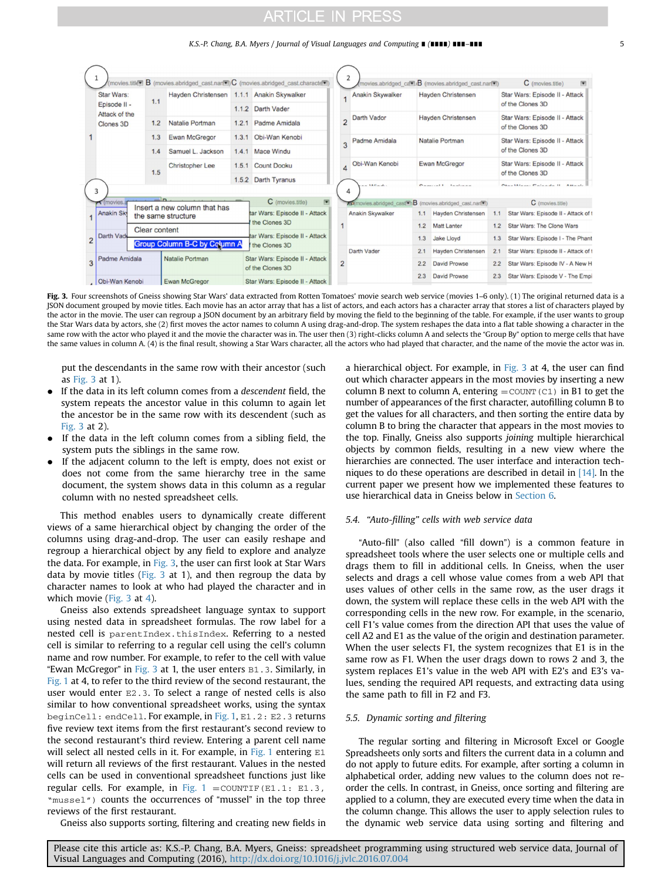Fig. 3. Four screenshots of Gneiss showing Star Wars' data extracted from Rotten Tomatoes' movie search web service (movies 1–6 only). (1) The original returned data is a JSON document grouped by movie titles. Each movie has an actor array that has a list of actors, and each actors has a character array that stores a list of characters played by the actor in the movie. The user can regroup a JSON document by an arbitrary field by moving the field to the beginning of the table. For example, if the user wants to group the Star Wars data by actors, she (2) first moves the actor names to column A using drag-and-drop. The system reshapes the data into a flat table showing a character in the same row with the actor who played it and the movie the character was in. The user then (3) right-clicks column A and selects the "Group By" option to merge cells that have the same values in column A. (4) is the final result, showing a Star Wars character, all the actors who had played that character, and the name of the movie the actor was in.

put the descendants in the same row with their ancestor (such as Fig. 3 at 1).

- If the data in its left column comes from a *descendent* field, the system repeats the ancestor value in this column to again let the ancestor be in the same row with its descendent (such as Fig. 3 at 2).
- If the data in the left column comes from a sibling field, the system puts the siblings in the same row.
- If the adjacent column to the left is empty, does not exist or does not come from the same hierarchy tree in the same document, the system shows data in this column as a regular column with no nested spreadsheet cells.

This method enables users to dynamically create different views of a same hierarchical object by changing the order of the columns using drag-and-drop. The user can easily reshape and regroup a hierarchical object by any field to explore and analyze the data. For example, in Fig. 3, the user can first look at Star Wars data by movie titles (Fig. 3 at 1), and then regroup the data by character names to look at who had played the character and in which movie (Fig. 3 at 4).

Gneiss also extends spreadsheet language syntax to support using nested data in spreadsheet formulas. The row label for a nested cell is `parentIndex.thisIndex`. Referring to a nested cell is similar to referring to a regular cell using the cell's column name and row number. For example, to refer to the cell with value "Ewan McGregor" in Fig. 3 at 1, the user enters `B1.3`. Similarly, in Fig. 1 at 4, to refer to the third review of the second restaurant, the user would enter `E2.3`. To select a range of nested cells is also similar to how conventional spreadsheet works, using the syntax `beginCell: endCell`. For example, in Fig. 1, `E1.2: E2.3` returns five review text items from the first restaurant's second review to the second restaurant's third review. Entering a parent cell name will select all nested cells in it. For example, in Fig. 1 entering `E1` will return all reviews of the first restaurant. Values in the nested cells can be used in conventional spreadsheet functions just like regular cells. For example, in Fig. 1 `=COUNTIF(E1.1: E1.3, "mussel")` counts the occurrences of "mussel" in the top three reviews of the first restaurant.

Gneiss also supports sorting, filtering and creating new fields in a hierarchical object. For example, in Fig. 3 at 4, the user can find out which character appears in the most movies by inserting a new column B next to column A, entering `=COUNT(C1)` in B1 to get the number of appearances of the first character, autofilling column B to get the values for all characters, and then sorting the entire data by column B to bring the character that appears in the most movies to the top. Finally, Gneiss also supports *joining* multiple hierarchical objects by common fields, resulting in a new view where the hierarchies are connected. The user interface and interaction techniques to do these operations are described in detail in [14]. In the current paper we present how we implemented these features to use hierarchical data in Gneiss below in Section 6.

### 5.4. "Auto-filling" cells with web service data

"Auto-fill" (also called "fill down") is a common feature in spreadsheet tools where the user selects one or multiple cells and drags them to fill in additional cells. In Gneiss, when the user selects and drags a cell whose value comes from a web API that uses values of other cells in the same row, as the user drags it down, the system will replace these cells in the web API with the corresponding cells in the new row. For example, in the scenario, cell F1's value comes from the direction API that uses the value of cell A2 and E1 as the value of the origin and destination parameter. When the user selects F1, the system recognizes that E1 is in the same row as F1. When the user drags down to rows 2 and 3, the system replaces E1's value in the web API with E2's and E3's values, sending the required API requests, and extracting data using the same path to fill in F2 and F3.

### 5.5. Dynamic sorting and filtering

The regular sorting and filtering in Microsoft Excel or Google Spreadsheets only sorts and filters the current data in a column and do not apply to future edits. For example, after sorting a column in alphabetical order, adding new values to the column does not re-order the cells. In contrast, in Gneiss, once sorting and filtering are applied to a column, they are executed every time when the data in the column change. This allows the user to apply selection rules to the dynamic web service data using sorting and filtering and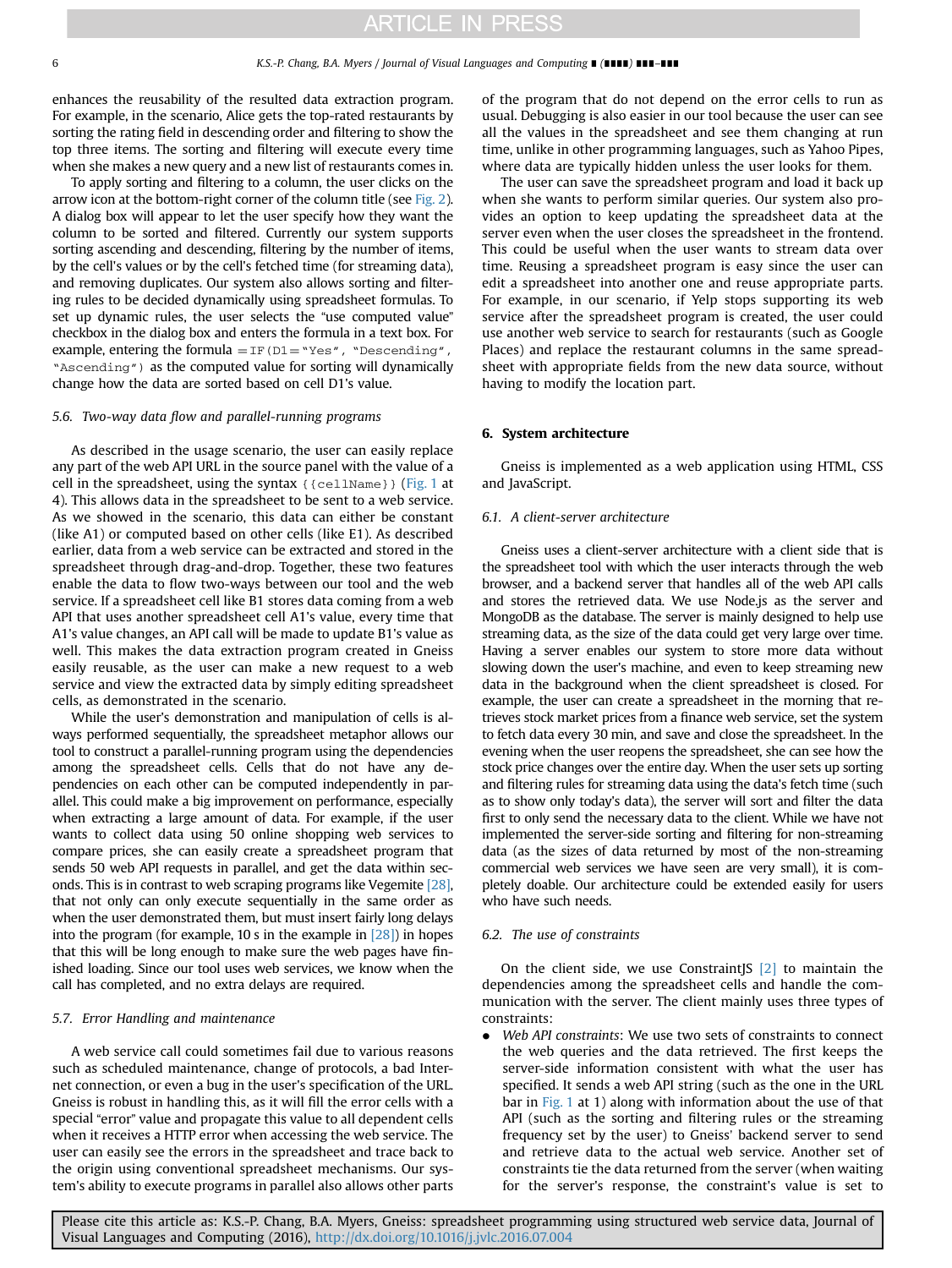enhances the reusability of the resulted data extraction program. For example, in the scenario, Alice gets the top-rated restaurants by sorting the rating field in descending order and filtering to show the top three items. The sorting and filtering will execute every time when she makes a new query and a new list of restaurants comes in.

To apply sorting and filtering to a column, the user clicks on the arrow icon at the bottom-right corner of the column title (see Fig. 2). A dialog box will appear to let the user specify how they want the column to be sorted and filtered. Currently our system supports sorting ascending and descending, filtering by the number of items, by the cell's values or by the cell's fetched time (for streaming data), and removing duplicates. Our system also allows sorting and filtering rules to be decided dynamically using spreadsheet formulas. To set up dynamic rules, the user selects the "use computed value" checkbox in the dialog box and enters the formula in a text box. For example, entering the formula `=IF(D1="Yes", "Descending", "Ascending")` as the computed value for sorting will dynamically change how the data are sorted based on cell D1's value.

### 5.6. Two-way data flow and parallel-running programs

As described in the usage scenario, the user can easily replace any part of the web API URL in the source panel with the value of a cell in the spreadsheet, using the syntax `{{cellName}}` (Fig. 1 at 4). This allows data in the spreadsheet to be sent to a web service. As we showed in the scenario, this data can either be constant (like A1) or computed based on other cells (like E1). As described earlier, data from a web service can be extracted and stored in the spreadsheet through drag-and-drop. Together, these two features enable the data to flow two-ways between our tool and the web service. If a spreadsheet cell like B1 stores data coming from a web API that uses another spreadsheet cell A1's value, every time that A1's value changes, an API call will be made to update B1's value as well. This makes the data extraction program created in Gneiss easily reusable, as the user can make a new request to a web service and view the extracted data by simply editing spreadsheet cells, as demonstrated in the scenario.

While the user's demonstration and manipulation of cells is always performed sequentially, the spreadsheet metaphor allows our tool to construct a parallel-running program using the dependencies among the spreadsheet cells. Cells that do not have any dependencies on each other can be computed independently in parallel. This could make a big improvement on performance, especially when extracting a large amount of data. For example, if the user wants to collect data using 50 online shopping web services to compare prices, she can easily create a spreadsheet program that sends 50 web API requests in parallel, and get the data within seconds. This is in contrast to web scraping programs like Vegemite [28], that not only can only execute sequentially in the same order as when the user demonstrated them, but must insert fairly long delays into the program (for example, 10 s in the example in [28]) in hopes that this will be long enough to make sure the web pages have finished loading. Since our tool uses web services, we know when the call has completed, and no extra delays are required.

### 5.7. Error Handling and maintenance

A web service call could sometimes fail due to various reasons such as scheduled maintenance, change of protocols, a bad Internet connection, or even a bug in the user's specification of the URL. Gneiss is robust in handling this, as it will fill the error cells with a special "error" value and propagate this value to all dependent cells when it receives a HTTP error when accessing the web service. The user can easily see the errors in the spreadsheet and trace back to the origin using conventional spreadsheet mechanisms. Our system's ability to execute programs in parallel also allows other parts of the program that do not depend on the error cells to run as usual. Debugging is also easier in our tool because the user can see all the values in the spreadsheet and see them changing at run time, unlike in other programming languages, such as Yahoo Pipes, where data are typically hidden unless the user looks for them.

The user can save the spreadsheet program and load it back up when she wants to perform similar queries. Our system also provides an option to keep updating the spreadsheet data at the server even when the user closes the spreadsheet in the frontend. This could be useful when the user wants to stream data over time. Reusing a spreadsheet program is easy since the user can edit a spreadsheet into another one and reuse appropriate parts. For example, in our scenario, if Yelp stops supporting its web service after the spreadsheet program is created, the user could use another web service to search for restaurants (such as Google Places) and replace the restaurant columns in the same spreadsheet with appropriate fields from the new data source, without having to modify the location part.

## 6. System architecture

Gneiss is implemented as a web application using HTML, CSS and JavaScript.

### 6.1. A client-server architecture

Gneiss uses a client-server architecture with a client side that is the spreadsheet tool with which the user interacts through the web browser, and a backend server that handles all of the web API calls and stores the retrieved data. We use Node.js as the server and MongoDB as the database. The server is mainly designed to help use streaming data, as the size of the data could get very large over time. Having a server enables our system to store more data without slowing down the user's machine, and even to keep streaming new data in the background when the client spreadsheet is closed. For example, the user can create a spreadsheet in the morning that retrieves stock market prices from a finance web service, set the system to fetch data every 30 min, and save and close the spreadsheet. In the evening when the user reopens the spreadsheet, she can see how the stock price changes over the entire day. When the user sets up sorting and filtering rules for streaming data using the data's fetch time (such as to show only today's data), the server will sort and filter the data first to only send the necessary data to the client. While we have not implemented the server-side sorting and filtering for non-streaming data (as the sizes of data returned by most of the non-streaming commercial web services we have seen are very small), it is completely doable. Our architecture could be extended easily for users who have such needs.

### 6.2. The use of constraints

On the client side, we use ConstraintJS [2] to maintain the dependencies among the spreadsheet cells and handle the communication with the server. The client mainly uses three types of constraints:

- *Web API constraints*: We use two sets of constraints to connect the web queries and the data retrieved. The first keeps the server-side information consistent with what the user has specified. It sends a web API string (such as the one in the URL bar in Fig. 1 at 1) along with information about the use of that API (such as the sorting and filtering rules or the streaming frequency set by the user) to Gneiss' backend server to send and retrieve data to the actual web service. Another set of constraints tie the data returned from the server (when waiting for the server's response, the constraint's value is set to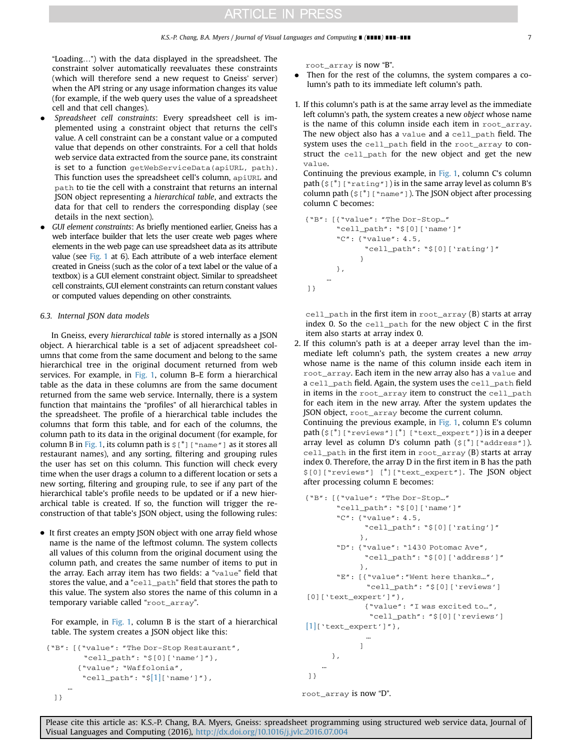"Loading…") with the data displayed in the spreadsheet. The constraint solver automatically reevaluates these constraints (which will therefore send a new request to Gneiss' server) when the API string or any usage information changes its value (for example, if the web query uses the value of a spreadsheet cell and that cell changes).

- *Spreadsheet cell constraints*: Every spreadsheet cell is implemented using a constraint object that returns the cell's value. A cell constraint can be a constant value or a computed value that depends on other constraints. For a cell that holds web service data extracted from the source pane, its constraint is set to a function `getWebServiceData(apiURL, path)`. This function uses the spreadsheet cell's column, `apiURL` and `path` to tie the cell with a constraint that returns an internal JSON object representing a *hierarchical table*, and extracts the data for that cell to renders the corresponding display (see details in the next section).
- *GUI element constraints*: As briefly mentioned earlier, Gneiss has a web interface builder that lets the user create web pages where elements in the web page can use spreadsheet data as its attribute value (see Fig. 1 at 6). Each attribute of a web interface element created in Gneiss (such as the color of a text label or the value of a textbox) is a GUI element constraint object. Similar to spreadsheet cell constraints, GUI element constraints can return constant values or computed values depending on other constraints.

### 6.3. Internal JSON data models

In Gneiss, every *hierarchical table* is stored internally as a JSON object. A hierarchical table is a set of adjacent spreadsheet columns that come from the same document and belong to the same hierarchical tree in the original document returned from web services. For example, in Fig. 1, column B–E form a hierarchical table as the data in these columns are from the same document returned from the same web service. Internally, there is a system function that maintains the "profiles" of all hierarchical tables in the spreadsheet. The profile of a hierarchical table includes the columns that form this table, and for each of the columns, the column path to its data in the original document (for example, for column B in Fig. 1, its column path is `$[*]["name"]` as it stores all restaurant names), and any sorting, filtering and grouping rules the user has set on this column. This function will check every time when the user drags a column to a different location or sets a new sorting, filtering and grouping rule, to see if any part of the hierarchical table's profile needs to be updated or if a new hierarchical table is created. If so, the function will trigger the reconstruction of that table's JSON object, using the following rules:

- It first creates an empty JSON object with one array field whose name is the name of the leftmost column. The system collects all values of this column from the original document using the column path, and creates the same number of items to put in the array. Each array item has two fields: a "`value`" field that stores the value, and a "`cell_path`" field that stores the path to this value. The system also stores the name of this column in a temporary variable called "`root_array`".

  For example, in Fig. 1, column B is the start of a hierarchical table. The system creates a JSON object like this:

```
{"B": [{"value": "The Dor-Stop Restaurant",
        "cell_path": "$[0]['name']"},
       {"value"; "Waffolonia",
        "cell_path": "$[1]['name']"},
    …
]}
```

  `root_array` is now "B".
- Then for the rest of the columns, the system compares a column's path to its immediate left column's path.

1. If this column's path is at the same array level as the immediate left column's path, the system creates a new *object* whose name is the name of this column inside each item in `root_array`. The new object also has a `value` and a `cell_path` field. The system uses the `cell_path` field in the `root_array` to construct the `cell_path` for the new object and get the new `value`.
   Continuing the previous example, in Fig. 1, column C's column path (`$[*]["rating"]`) is in the same array level as column B's column path (`$[*]["name"]`). The JSON object after processing column C becomes:

```
{"B": [{"value": "The Dor-Stop…"
        "cell_path": "$[0]['name']"
        "C": {"value": 4.5,
              "cell_path": "$[0]['rating']"
             }
       },
    …
]}
```

   `cell_path` in the first item in `root_array` (B) starts at array index 0. So the `cell_path` for the new object C in the first item also starts at array index 0.
2. If this column's path is at a deeper array level than the immediate left column's path, the system creates a new *array* whose name is the name of this column inside each item in `root_array`. Each item in the new array also has a `value` and a `cell_path` field. Again, the system uses the `cell_path` field in items in the `root_array` item to construct the `cell_path` for each item in the new array. After the system updates the JSON object, `root_array` become the current column.
   Continuing the previous example, in Fig. 1, column E's column path (`$[*]["reviews"][*] ["text_expert"]`) is in a deeper array level as column D's column path (`$[*]["address"]`). `cell_path` in the first item in `root_array` (B) starts at array index 0. Therefore, the array D in the first item in B has the path `$[0]["reviews"] [*]["text_expert"]`. The JSON object after processing column E becomes:

```
{"B": [{"value": "The Dor-Stop…"
        "cell_path": "$[0]['name']"
        "C": {"value": 4.5,
              "cell_path": "$[0]['rating']"
             },
        "D": {"value": "1430 Potomac Ave",
              "cell_path": "$[0]['address']"
             },
        "E": [{"value":"Went here thanks…",
               "cell_path": "$[0]['reviews']
[0]['text_expert']"},
              {"value": "I was excited to…",
               "cell_path": "$[0]['reviews']
[1]['text_expert']"},
              …
             ]
       },
    …
]}
```

   `root_array` is now "D".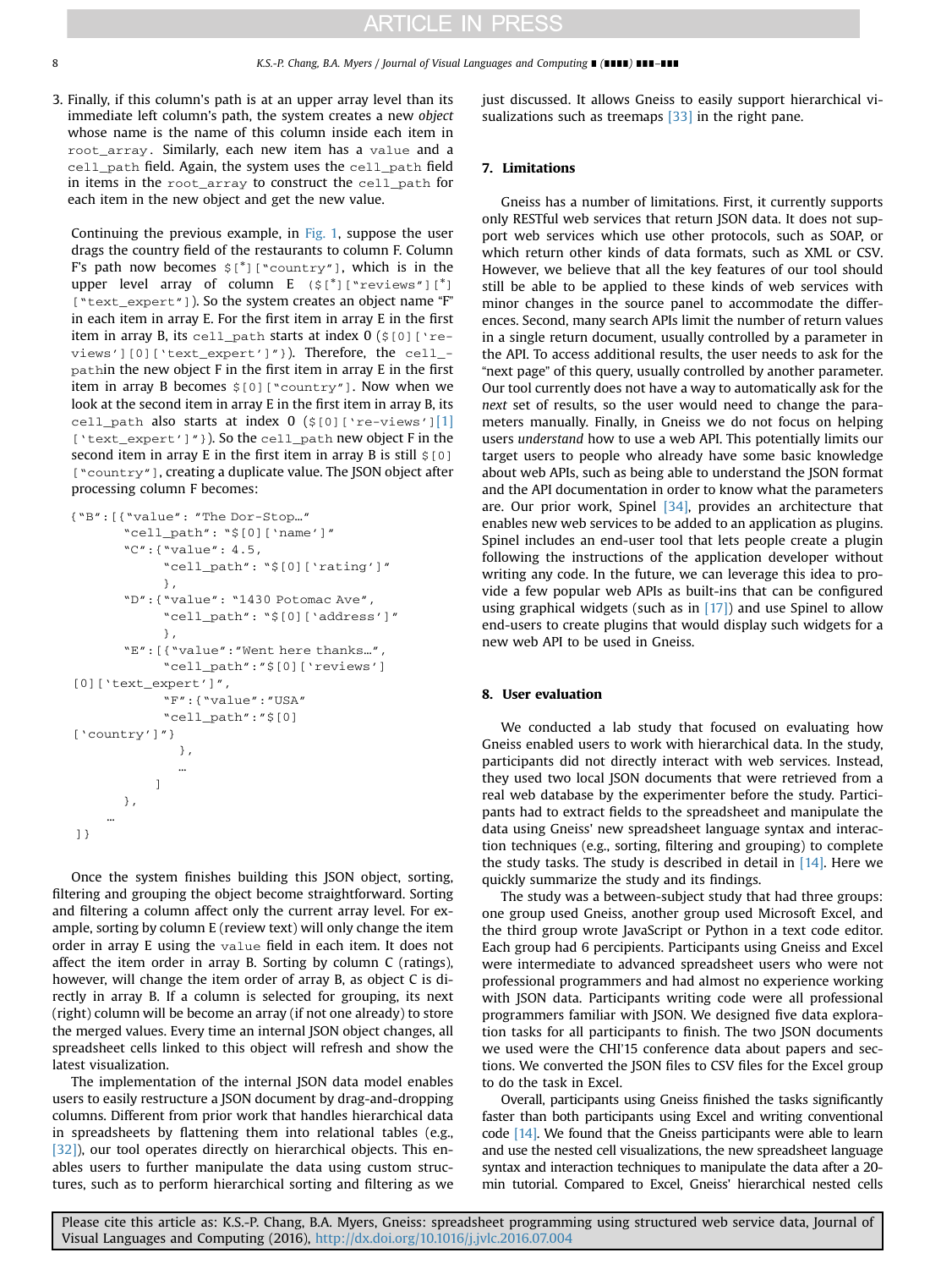3. Finally, if this column's path is at an upper array level than its immediate left column's path, the system creates a new *object* whose name is the name of this column inside each item in `root_array`. Similarly, each new item has a `value` and a `cell_path` field. Again, the system uses the `cell_path` field in items in the `root_array` to construct the `cell_path` for each item in the new object and get the new value.

Continuing the previous example, in Fig. 1, suppose the user drags the country field of the restaurants to column F. Column F's path now becomes `$[*]["country"]`, which is in the upper level array of column E (`$[*]["reviews"][*]["text_expert"]`). So the system creates an object name "F" in each item in array E. For the first item in array E in the first item in array B, its `cell_path` starts at index 0 (`$[0]['reviews'][0]['text_expert']"}`). Therefore, the `cell_path`in the new object F in the first item in array E in the first item in array B becomes `$[0]["country"]`. Now when we look at the second item in array E in the first item in array B, its `cell_path` also starts at index 0 (`$[0]['re-views'][1]['text_expert']"}`). So the `cell_path` new object F in the second item in array E in the first item in array B is still `$[0]["country"]`, creating a duplicate value. The JSON object after processing column F becomes:

```
{"B":[{"value": "The Dor-Stop…"
       "cell_path": "$[0]['name']"
       "C":{"value": 4.5,
            "cell_path": "$[0]['rating']"
            },
       "D":{"value": "1430 Potomac Ave",
            "cell_path": "$[0]['address']"
            },
       "E":[{"value":"Went here thanks…",
            "cell_path":"$[0]['reviews']
[0]['text_expert']",
            "F":{"value":"USA"
            "cell_path":"$[0]
['country']"}
              },
              …
          ]
       },
    …
 ]}
```

Once the system finishes building this JSON object, sorting, filtering and grouping the object become straightforward. Sorting and filtering a column affect only the current array level. For example, sorting by column E (review text) will only change the item order in array E using the `value` field in each item. It does not affect the item order in array B. Sorting by column C (ratings), however, will change the item order of array B, as object C is directly in array B. If a column is selected for grouping, its next (right) column will be become an array (if not one already) to store the merged values. Every time an internal JSON object changes, all spreadsheet cells linked to this object will refresh and show the latest visualization.

The implementation of the internal JSON data model enables users to easily restructure a JSON document by drag-and-dropping columns. Different from prior work that handles hierarchical data in spreadsheets by flattening them into relational tables (e.g., [32]), our tool operates directly on hierarchical objects. This enables users to further manipulate the data using custom structures, such as to perform hierarchical sorting and filtering as we just discussed. It allows Gneiss to easily support hierarchical visualizations such as treemaps [33] in the right pane.

## 7. Limitations

Gneiss has a number of limitations. First, it currently supports only RESTful web services that return JSON data. It does not support web services which use other protocols, such as SOAP, or which return other kinds of data formats, such as XML or CSV. However, we believe that all the key features of our tool should still be able to be applied to these kinds of web services with minor changes in the source panel to accommodate the differences. Second, many search APIs limit the number of return values in a single return document, usually controlled by a parameter in the API. To access additional results, the user needs to ask for the "next page" of this query, usually controlled by another parameter. Our tool currently does not have a way to automatically ask for the *next* set of results, so the user would need to change the parameters manually. Finally, in Gneiss we do not focus on helping users *understand* how to use a web API. This potentially limits our target users to people who already have some basic knowledge about web APIs, such as being able to understand the JSON format and the API documentation in order to know what the parameters are. Our prior work, Spinel [34], provides an architecture that enables new web services to be added to an application as plugins. Spinel includes an end-user tool that lets people create a plugin following the instructions of the application developer without writing any code. In the future, we can leverage this idea to provide a few popular web APIs as built-ins that can be configured using graphical widgets (such as in [17]) and use Spinel to allow end-users to create plugins that would display such widgets for a new web API to be used in Gneiss.

## 8. User evaluation

We conducted a lab study that focused on evaluating how Gneiss enabled users to work with hierarchical data. In the study, participants did not directly interact with web services. Instead, they used two local JSON documents that were retrieved from a real web database by the experimenter before the study. Participants had to extract fields to the spreadsheet and manipulate the data using Gneiss' new spreadsheet language syntax and interaction techniques (e.g., sorting, filtering and grouping) to complete the study tasks. The study is described in detail in [14]. Here we quickly summarize the study and its findings.

The study was a between-subject study that had three groups: one group used Gneiss, another group used Microsoft Excel, and the third group wrote JavaScript or Python in a text code editor. Each group had 6 percipients. Participants using Gneiss and Excel were intermediate to advanced spreadsheet users who were not professional programmers and had almost no experience working with JSON data. Participants writing code were all professional programmers familiar with JSON. We designed five data exploration tasks for all participants to finish. The two JSON documents we used were the CHI'15 conference data about papers and sections. We converted the JSON files to CSV files for the Excel group to do the task in Excel.

Overall, participants using Gneiss finished the tasks significantly faster than both participants using Excel and writing conventional code [14]. We found that the Gneiss participants were able to learn and use the nested cell visualizations, the new spreadsheet language syntax and interaction techniques to manipulate the data after a 20-min tutorial. Compared to Excel, Gneiss' hierarchical nested cells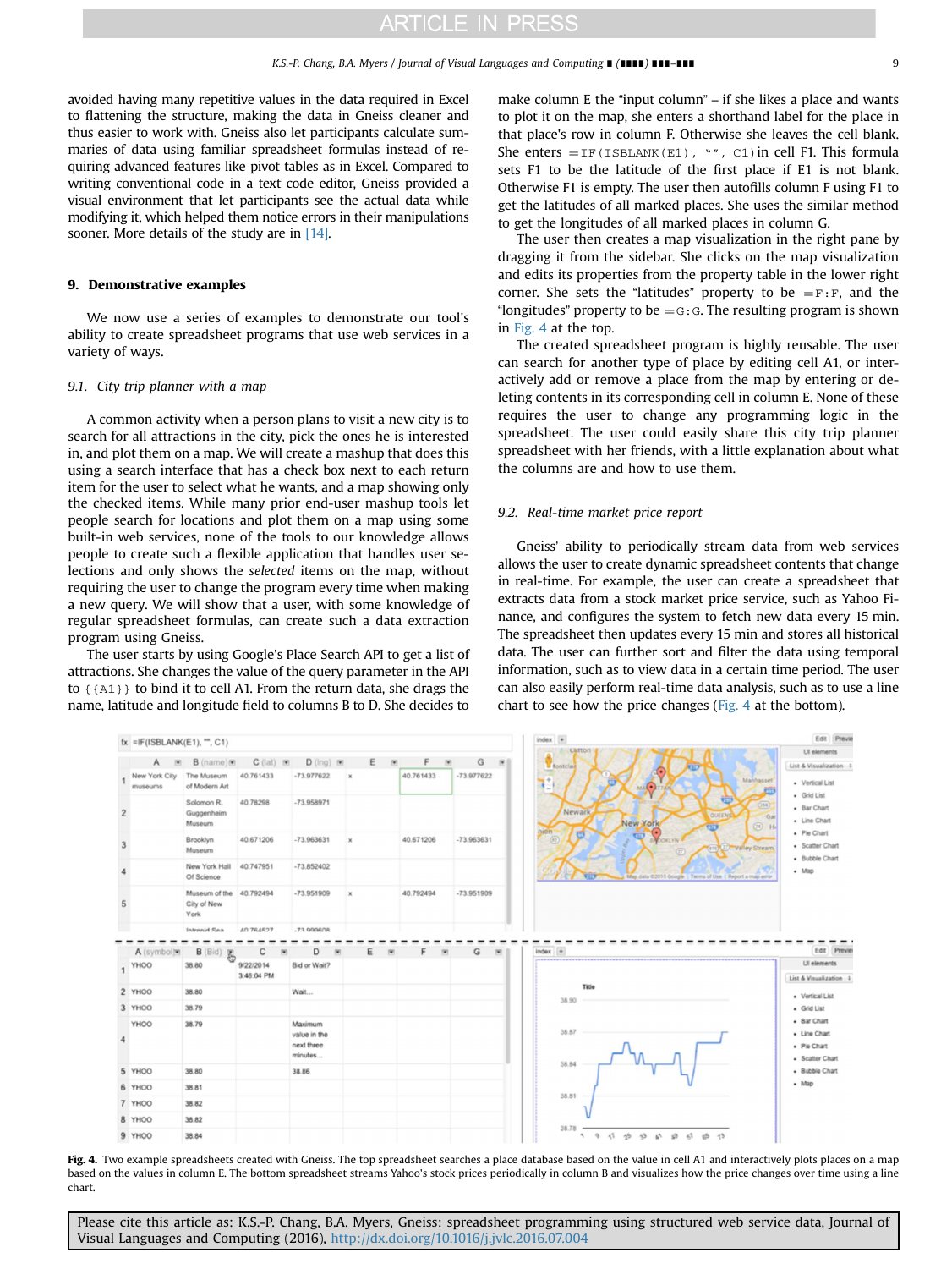avoided having many repetitive values in the data required in Excel to flattening the structure, making the data in Gneiss cleaner and thus easier to work with. Gneiss also let participants calculate summaries of data using familiar spreadsheet formulas instead of requiring advanced features like pivot tables as in Excel. Compared to writing conventional code in a text code editor, Gneiss provided a visual environment that let participants see the actual data while modifying it, which helped them notice errors in their manipulations sooner. More details of the study are in [14].

## 9. Demonstrative examples

We now use a series of examples to demonstrate our tool's ability to create spreadsheet programs that use web services in a variety of ways.

### 9.1. City trip planner with a map

A common activity when a person plans to visit a new city is to search for all attractions in the city, pick the ones he is interested in, and plot them on a map. We will create a mashup that does this using a search interface that has a check box next to each return item for the user to select what he wants, and a map showing only the checked items. While many prior end-user mashup tools let people search for locations and plot them on a map using some built-in web services, none of the tools to our knowledge allows people to create such a flexible application that handles user selections and only shows the *selected* items on the map, without requiring the user to change the program every time when making a new query. We will show that a user, with some knowledge of regular spreadsheet formulas, can create such a data extraction program using Gneiss.

The user starts by using Google's Place Search API to get a list of attractions. She changes the value of the query parameter in the API to `{{A1}}` to bind it to cell A1. From the return data, she drags the name, latitude and longitude field to columns B to D. She decides to make column E the "input column" – if she likes a place and wants to plot it on the map, she enters a shorthand label for the place in that place's row in column F. Otherwise she leaves the cell blank. She enters `=IF(ISBLANK(E1), "", C1)` in cell F1. This formula sets F1 to be the latitude of the first place if E1 is not blank. Otherwise F1 is empty. The user then autofills column F using F1 to get the latitudes of all marked places. She uses the similar method to get the longitudes of all marked places in column G.

The user then creates a map visualization in the right pane by dragging it from the sidebar. She clicks on the map visualization and edits its properties from the property table in the lower right corner. She sets the "latitudes" property to be `=F:F`, and the "longitudes" property to be `=G:G`. The resulting program is shown in Fig. 4 at the top.

The created spreadsheet program is highly reusable. The user can search for another type of place by editing cell A1, or interactively add or remove a place from the map by entering or deleting contents in its corresponding cell in column E. None of these requires the user to change any programming logic in the spreadsheet. The user could easily share this city trip planner spreadsheet with her friends, with a little explanation about what the columns are and how to use them.

### 9.2. Real-time market price report

Gneiss' ability to periodically stream data from web services allows the user to create dynamic spreadsheet contents that change in real-time. For example, the user can create a spreadsheet that extracts data from a stock market price service, such as Yahoo Finance, and configures the system to fetch new data every 15 min. The spreadsheet then updates every 15 min and stores all historical data. The user can further sort and filter the data using temporal information, such as to view data in a certain time period. The user can also easily perform real-time data analysis, such as to use a line chart to see how the price changes (Fig. 4 at the bottom).

**Fig. 4.** Two example spreadsheets created with Gneiss. The top spreadsheet searches a place database based on the value in cell A1 and interactively plots places on a map based on the values in column E. The bottom spreadsheet streams Yahoo's stock prices periodically in column B and visualizes how the price changes over time using a line chart.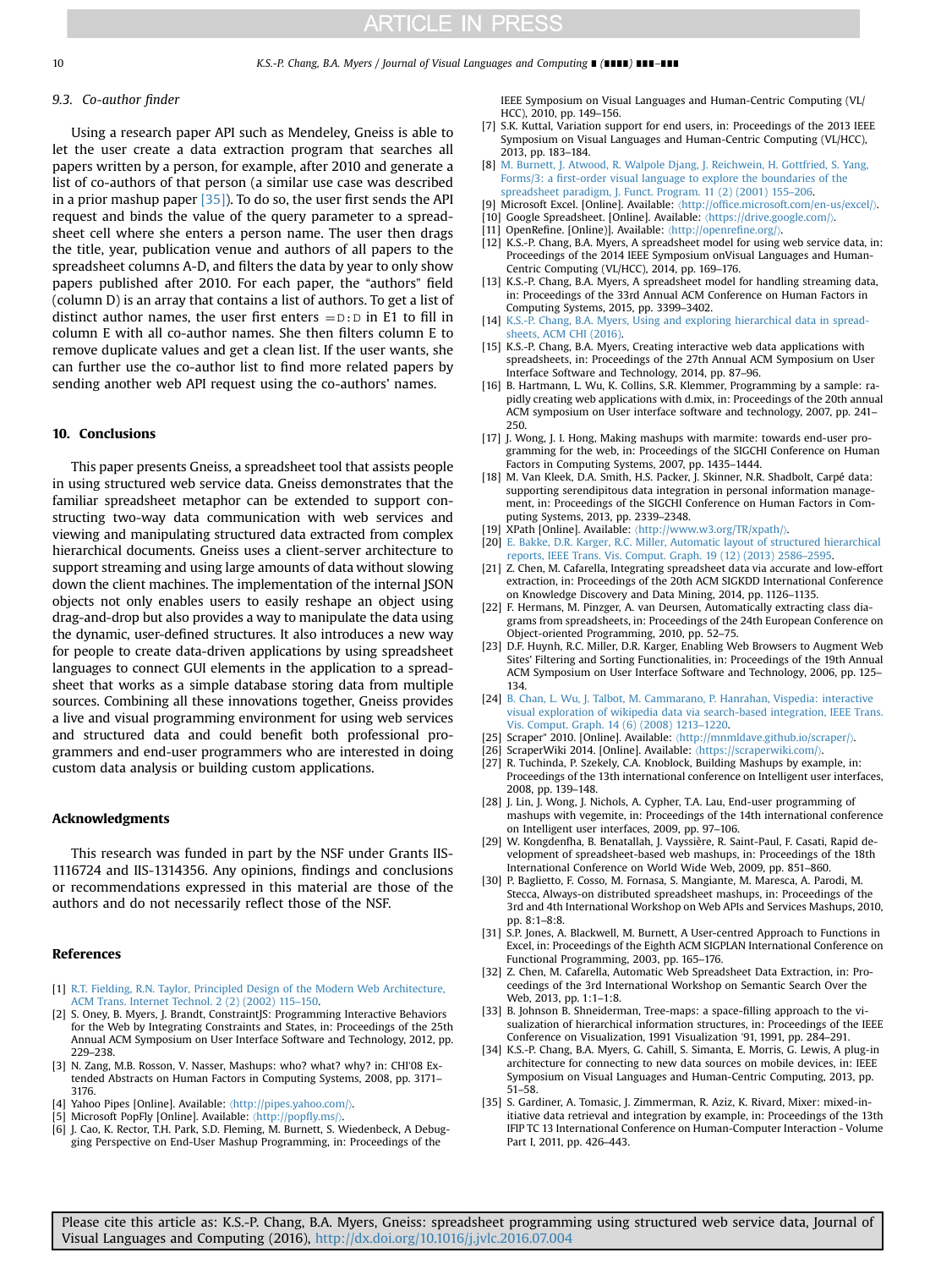### 9.3. Co-author finder

Using a research paper API such as Mendeley, Gneiss is able to let the user create a data extraction program that searches all papers written by a person, for example, after 2010 and generate a list of co-authors of that person (a similar use case was described in a prior mashup paper [35]). To do so, the user first sends the API request and binds the value of the query parameter to a spreadsheet cell where she enters a person name. The user then drags the title, year, publication venue and authors of all papers to the spreadsheet columns A-D, and filters the data by year to only show papers published after 2010. For each paper, the "authors" field (column D) is an array that contains a list of authors. To get a list of distinct author names, the user first enters `=D:D` in E1 to fill in column E with all co-author names. She then filters column E to remove duplicate values and get a clean list. If the user wants, she can further use the co-author list to find more related papers by sending another web API request using the co-authors' names.

## 10. Conclusions

This paper presents Gneiss, a spreadsheet tool that assists people in using structured web service data. Gneiss demonstrates that the familiar spreadsheet metaphor can be extended to support constructing two-way data communication with web services and viewing and manipulating structured data extracted from complex hierarchical documents. Gneiss uses a client-server architecture to support streaming and using large amounts of data without slowing down the client machines. The implementation of the internal JSON objects not only enables users to easily reshape an object using drag-and-drop but also provides a way to manipulate the data using the dynamic, user-defined structures. It also introduces a new way for people to create data-driven applications by using spreadsheet languages to connect GUI elements in the application to a spreadsheet that works as a simple database storing data from multiple sources. Combining all these innovations together, Gneiss provides a live and visual programming environment for using web services and structured data and could benefit both professional programmers and end-user programmers who are interested in doing custom data analysis or building custom applications.

## Acknowledgments

This research was funded in part by the NSF under Grants IIS-1116724 and IIS-1314356. Any opinions, findings and conclusions or recommendations expressed in this material are those of the authors and do not necessarily reflect those of the NSF.

## References

[1] R.T. Fielding, R.N. Taylor, Principled Design of the Modern Web Architecture, ACM Trans. Internet Technol. 2 (2) (2002) 115–150.
[2] S. Oney, B. Myers, J. Brandt, ConstraintJS: Programming Interactive Behaviors for the Web by Integrating Constraints and States, in: Proceedings of the 25th Annual ACM Symposium on User Interface Software and Technology, 2012, pp. 229–238.
[3] N. Zang, M.B. Rosson, V. Nasser, Mashups: who? what? why? in: CHI'08 Extended Abstracts on Human Factors in Computing Systems, 2008, pp. 3171–3176.
[4] Yahoo Pipes [Online]. Available: ⟨http://pipes.yahoo.com/⟩.
[5] Microsoft PopFly [Online]. Available: ⟨http://popfly.ms/⟩.
[6] J. Cao, K. Rector, T.H. Park, S.D. Fleming, M. Burnett, S. Wiedenbeck, A Debugging Perspective on End-User Mashup Programming, in: Proceedings of the IEEE Symposium on Visual Languages and Human-Centric Computing (VL/HCC), 2010, pp. 149–156.
[7] S.K. Kuttal, Variation support for end users, in: Proceedings of the 2013 IEEE Symposium on Visual Languages and Human-Centric Computing (VL/HCC), 2013, pp. 183–184.
[8] M. Burnett, J. Atwood, R. Walpole Djang, J. Reichwein, H. Gottfried, S. Yang, Forms/3: a first-order visual language to explore the boundaries of the spreadsheet paradigm, J. Funct. Program. 11 (2) (2001) 155–206.
[9] Microsoft Excel. [Online]. Available: ⟨http://office.microsoft.com/en-us/excel/⟩.
[10] Google Spreadsheet. [Online]. Available: ⟨https://drive.google.com/⟩.
[11] OpenRefine. [Online]). Available: ⟨http://openrefine.org/⟩.
[12] K.S.-P. Chang, B.A. Myers, A spreadsheet model for using web service data, in: Proceedings of the 2014 IEEE Symposium onVisual Languages and Human-Centric Computing (VL/HCC), 2014, pp. 169–176.
[13] K.S.-P. Chang, B.A. Myers, A spreadsheet model for handling streaming data, in: Proceedings of the 33rd Annual ACM Conference on Human Factors in Computing Systems, 2015, pp. 3399–3402.
[14] K.S.-P. Chang, B.A. Myers, Using and exploring hierarchical data in spreadsheets, ACM CHI (2016).
[15] K.S.-P. Chang, B.A. Myers, Creating interactive web data applications with spreadsheets, in: Proceedings of the 27th Annual ACM Symposium on User Interface Software and Technology, 2014, pp. 87–96.
[16] B. Hartmann, L. Wu, K. Collins, S.R. Klemmer, Programming by a sample: rapidly creating web applications with d.mix, in: Proceedings of the 20th annual ACM symposium on User interface software and technology, 2007, pp. 241–250.
[17] J. Wong, J. I. Hong, Making mashups with marmite: towards end-user programming for the web, in: Proceedings of the SIGCHI Conference on Human Factors in Computing Systems, 2007, pp. 1435–1444.
[18] M. Van Kleek, D.A. Smith, H.S. Packer, J. Skinner, N.R. Shadbolt, Carpé data: supporting serendipitous data integration in personal information management, in: Proceedings of the SIGCHI Conference on Human Factors in Computing Systems, 2013, pp. 2339–2348.
[19] XPath [Online]. Available: ⟨http://www.w3.org/TR/xpath/⟩.
[20] E. Bakke, D.R. Karger, R.C. Miller, Automatic layout of structured hierarchical reports, IEEE Trans. Vis. Comput. Graph. 19 (12) (2013) 2586–2595.
[21] Z. Chen, M. Cafarella, Integrating spreadsheet data via accurate and low-effort extraction, in: Proceedings of the 20th ACM SIGKDD International Conference on Knowledge Discovery and Data Mining, 2014, pp. 1126–1135.
[22] F. Hermans, M. Pinzger, A. van Deursen, Automatically extracting class diagrams from spreadsheets, in: Proceedings of the 24th European Conference on Object-oriented Programming, 2010, pp. 52–75.
[23] D.F. Huynh, R.C. Miller, D.R. Karger, Enabling Web Browsers to Augment Web Sites' Filtering and Sorting Functionalities, in: Proceedings of the 19th Annual ACM Symposium on User Interface Software and Technology, 2006, pp. 125–134.
[24] B. Chan, L. Wu, J. Talbot, M. Cammarano, P. Hanrahan, Vispedia: interactive visual exploration of wikipedia data via search-based integration, IEEE Trans. Vis. Comput. Graph. 14 (6) (2008) 1213–1220.
[25] Scraper" 2010. [Online]. Available: ⟨http://mnmldave.github.io/scraper/⟩.
[26] ScraperWiki 2014. [Online]. Available: ⟨https://scraperwiki.com/⟩.
[27] R. Tuchinda, P. Szekely, C.A. Knoblock, Building Mashups by example, in: Proceedings of the 13th international conference on Intelligent user interfaces, 2008, pp. 139–148.
[28] J. Lin, J. Wong, J. Nichols, A. Cypher, T.A. Lau, End-user programming of mashups with vegemite, in: Proceedings of the 14th international conference on Intelligent user interfaces, 2009, pp. 97–106.
[29] W. Kongdenfha, B. Benatallah, J. Vayssière, R. Saint-Paul, F. Casati, Rapid development of spreadsheet-based web mashups, in: Proceedings of the 18th International Conference on World Wide Web, 2009, pp. 851–860.
[30] P. Baglietto, F. Cosso, M. Fornasa, S. Mangiante, M. Maresca, A. Parodi, M. Stecca, Always-on distributed spreadsheet mashups, in: Proceedings of the 3rd and 4th International Workshop on Web APIs and Services Mashups, 2010, pp. 8:1–8:8.
[31] S.P. Jones, A. Blackwell, M. Burnett, A User-centred Approach to Functions in Excel, in: Proceedings of the Eighth ACM SIGPLAN International Conference on Functional Programming, 2003, pp. 165–176.
[32] Z. Chen, M. Cafarella, Automatic Web Spreadsheet Data Extraction, in: Proceedings of the 3rd International Workshop on Semantic Search Over the Web, 2013, pp. 1:1–1:8.
[33] B. Johnson B. Shneiderman, Tree-maps: a space-filling approach to the visualization of hierarchical information structures, in: Proceedings of the IEEE Conference on Visualization, 1991 Visualization '91, 1991, pp. 284–291.
[34] K.S.-P. Chang, B.A. Myers, G. Cahill, S. Simanta, E. Morris, G. Lewis, A plug-in architecture for connecting to new data sources on mobile devices, in: IEEE Symposium on Visual Languages and Human-Centric Computing, 2013, pp. 51–58.
[35] S. Gardiner, A. Tomasic, J. Zimmerman, R. Aziz, K. Rivard, Mixer: mixed-initiative data retrieval and integration by example, in: Proceedings of the 13th IFIP TC 13 International Conference on Human-Computer Interaction - Volume Part I, 2011, pp. 426–443.